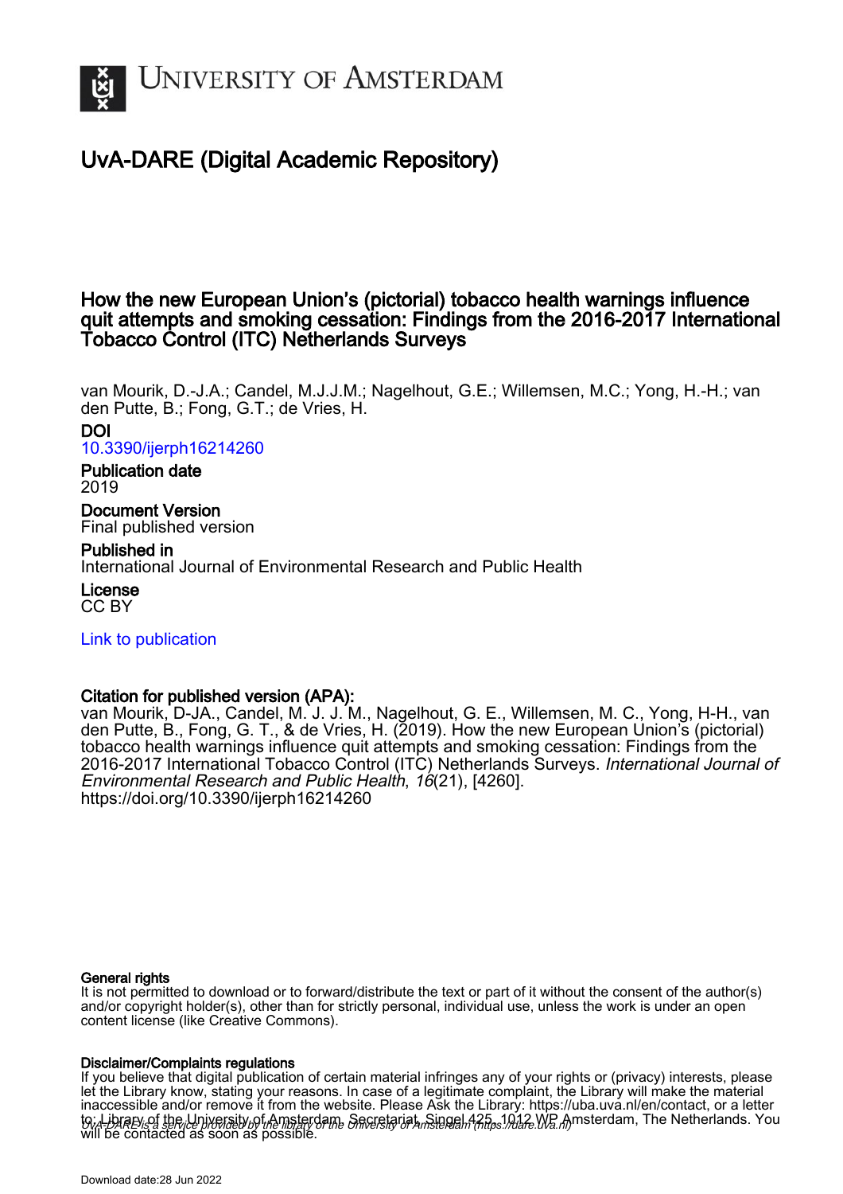# UvA-DARE (Digital Academic Repository)

## How the new European Union's (pictorial) tobacco health warnings influence quit attempts and smoking cessation: Findings from the 2016-2017 International Tobacco Control (ITC) Netherlands Surveys

van Mourik, D.-J.A.; Candel, M.J.J.M.; Nagelhout, G.E.; Willemsen, M.C.; Yong, H.-H.; van den Putte, B.; Fong, G.T.; de Vries, H.

**DOI**
10.3390/ijerph16214260

**Publication date**
2019

**Document Version**
Final published version

**Published in**
International Journal of Environmental Research and Public Health

**License**
CC BY

Link to publication

**Citation for published version (APA):**
van Mourik, D-JA., Candel, M. J. J. M., Nagelhout, G. E., Willemsen, M. C., Yong, H-H., van den Putte, B., Fong, G. T., & de Vries, H. (2019). How the new European Union's (pictorial) tobacco health warnings influence quit attempts and smoking cessation: Findings from the 2016-2017 International Tobacco Control (ITC) Netherlands Surveys. *International Journal of Environmental Research and Public Health*, *16*(21), [4260]. https://doi.org/10.3390/ijerph16214260

**General rights**
It is not permitted to download or to forward/distribute the text or part of it without the consent of the author(s) and/or copyright holder(s), other than for strictly personal, individual use, unless the work is under an open content license (like Creative Commons).

**Disclaimer/Complaints regulations**
If you believe that digital publication of certain material infringes any of your rights or (privacy) interests, please let the Library know, stating your reasons. In case of a legitimate complaint, the Library will make the material inaccessible and/or remove it from the website. Please Ask the Library: https://uba.uva.nl/en/contact, or a letter to: Library of the University of Amsterdam, Secretariat, Singel 425, 1012 WP Amsterdam, The Netherlands. You will be contacted as soon as possible.

UvA-DARE is a service provided by the library of the University of Amsterdam (https://dare.uva.nl)

Download date:28 Jun 2022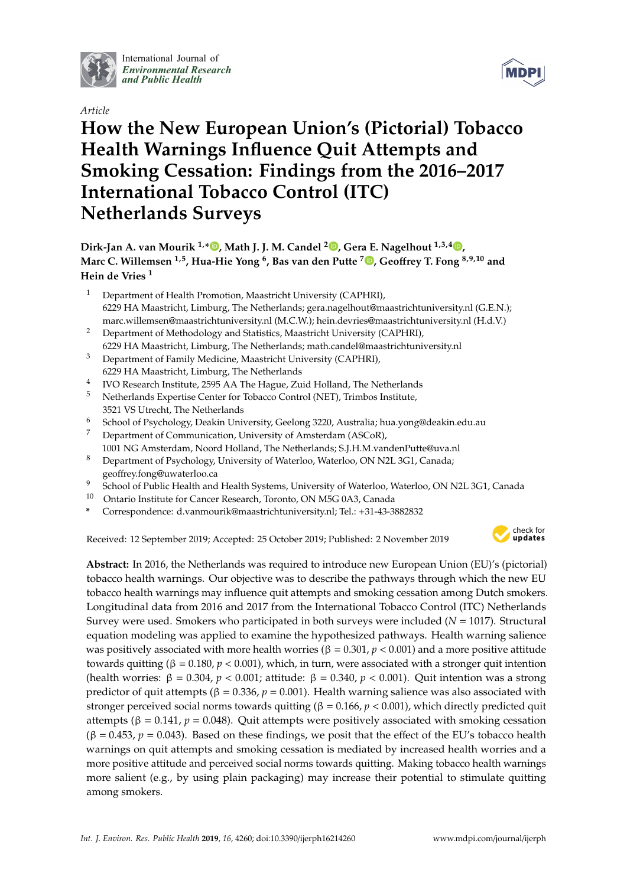Article

# How the New European Union's (Pictorial) Tobacco Health Warnings Influence Quit Attempts and Smoking Cessation: Findings from the 2016–2017 International Tobacco Control (ITC) Netherlands Surveys

**Dirk-Jan A. van Mourik [1,*], Math J. J. M. Candel [2], Gera E. Nagelhout [1,3,4], Marc C. Willemsen [1,5], Hua-Hie Yong [6], Bas van den Putte [7], Geoffrey T. Fong [8,9,10] and Hein de Vries [1]**

1. Department of Health Promotion, Maastricht University (CAPHRI), 6229 HA Maastricht, Limburg, The Netherlands; gera.nagelhout@maastrichtuniversity.nl (G.E.N.); marc.willemsen@maastrichtuniversity.nl (M.C.W.); hein.devries@maastrichtuniversity.nl (H.d.V.)
2. Department of Methodology and Statistics, Maastricht University (CAPHRI), 6229 HA Maastricht, Limburg, The Netherlands; math.candel@maastrichtuniversity.nl
3. Department of Family Medicine, Maastricht University (CAPHRI), 6229 HA Maastricht, Limburg, The Netherlands
4. IVO Research Institute, 2595 AA The Hague, Zuid Holland, The Netherlands
5. Netherlands Expertise Center for Tobacco Control (NET), Trimbos Institute, 3521 VS Utrecht, The Netherlands
6. School of Psychology, Deakin University, Geelong 3220, Australia; hua.yong@deakin.edu.au
7. Department of Communication, University of Amsterdam (ASCoR), 1001 NG Amsterdam, Noord Holland, The Netherlands; S.J.H.M.vandenPutte@uva.nl
8. Department of Psychology, University of Waterloo, Waterloo, ON N2L 3G1, Canada; geoffrey.fong@uwaterloo.ca
9. School of Public Health and Health Systems, University of Waterloo, Waterloo, ON N2L 3G1, Canada
10. Ontario Institute for Cancer Research, Toronto, ON M5G 0A3, Canada

\* Correspondence: d.vanmourik@maastrichtuniversity.nl; Tel.: +31-43-3882832

Received: 12 September 2019; Accepted: 25 October 2019; Published: 2 November 2019

**Abstract:** In 2016, the Netherlands was required to introduce new European Union (EU)'s (pictorial) tobacco health warnings. Our objective was to describe the pathways through which the new EU tobacco health warnings may influence quit attempts and smoking cessation among Dutch smokers. Longitudinal data from 2016 and 2017 from the International Tobacco Control (ITC) Netherlands Survey were used. Smokers who participated in both surveys were included ($N = 1017$). Structural equation modeling was applied to examine the hypothesized pathways. Health warning salience was positively associated with more health worries ($\beta = 0.301$, $p < 0.001$) and a more positive attitude towards quitting ($\beta = 0.180$, $p < 0.001$), which, in turn, were associated with a stronger quit intention (health worries: $\beta = 0.304$, $p < 0.001$; attitude: $\beta = 0.340$, $p < 0.001$). Quit intention was a strong predictor of quit attempts ($\beta = 0.336$, $p = 0.001$). Health warning salience was also associated with stronger perceived social norms towards quitting ($\beta = 0.166$, $p < 0.001$), which directly predicted quit attempts ($\beta = 0.141$, $p = 0.048$). Quit attempts were positively associated with smoking cessation ($\beta = 0.453$, $p = 0.043$). Based on these findings, we posit that the effect of the EU's tobacco health warnings on quit attempts and smoking cessation is mediated by increased health worries and a more positive attitude and perceived social norms towards quitting. Making tobacco health warnings more salient (e.g., by using plain packaging) may increase their potential to stimulate quitting among smokers.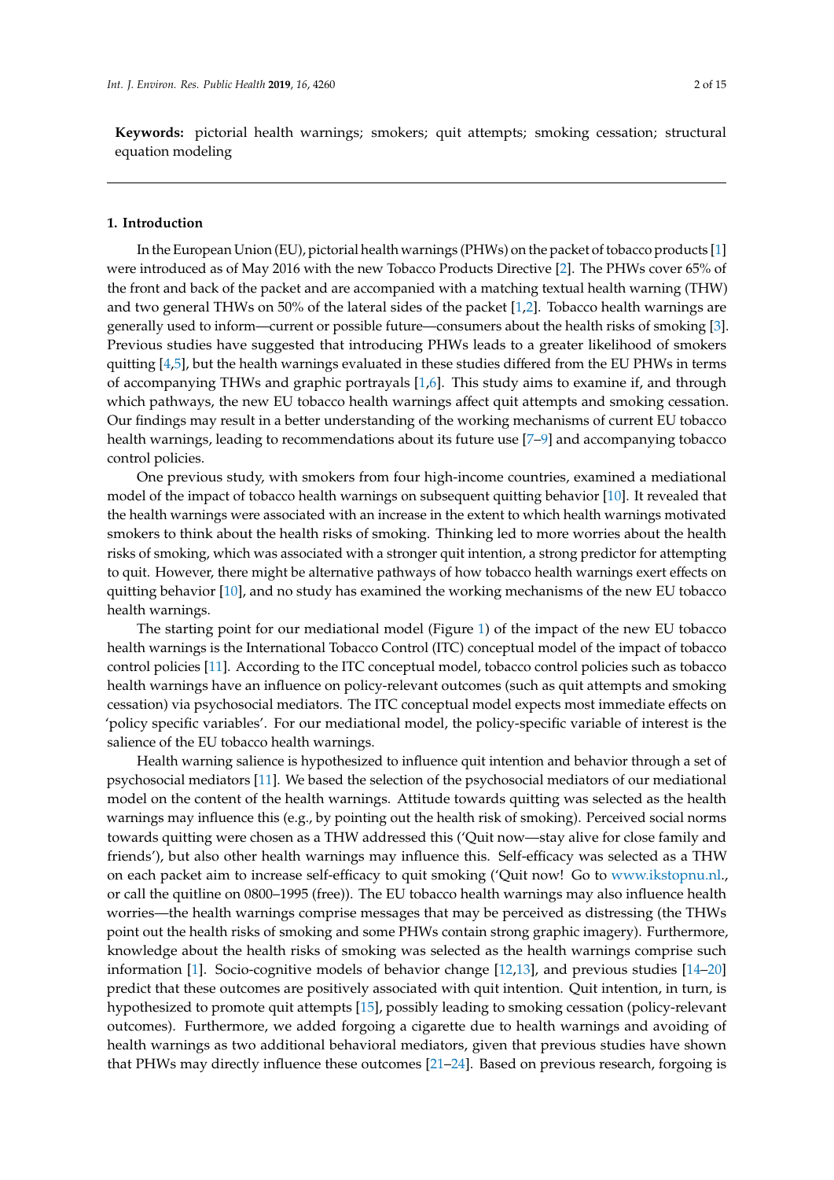**Keywords:** pictorial health warnings; smokers; quit attempts; smoking cessation; structural equation modeling

## 1. Introduction

In the European Union (EU), pictorial health warnings (PHWs) on the packet of tobacco products [1] were introduced as of May 2016 with the new Tobacco Products Directive [2]. The PHWs cover 65% of the front and back of the packet and are accompanied with a matching textual health warning (THW) and two general THWs on 50% of the lateral sides of the packet [1,2]. Tobacco health warnings are generally used to inform—current or possible future—consumers about the health risks of smoking [3]. Previous studies have suggested that introducing PHWs leads to a greater likelihood of smokers quitting [4,5], but the health warnings evaluated in these studies differed from the EU PHWs in terms of accompanying THWs and graphic portrayals [1,6]. This study aims to examine if, and through which pathways, the new EU tobacco health warnings affect quit attempts and smoking cessation. Our findings may result in a better understanding of the working mechanisms of current EU tobacco health warnings, leading to recommendations about its future use [7–9] and accompanying tobacco control policies.

One previous study, with smokers from four high-income countries, examined a mediational model of the impact of tobacco health warnings on subsequent quitting behavior [10]. It revealed that the health warnings were associated with an increase in the extent to which health warnings motivated smokers to think about the health risks of smoking. Thinking led to more worries about the health risks of smoking, which was associated with a stronger quit intention, a strong predictor for attempting to quit. However, there might be alternative pathways of how tobacco health warnings exert effects on quitting behavior [10], and no study has examined the working mechanisms of the new EU tobacco health warnings.

The starting point for our mediational model (Figure 1) of the impact of the new EU tobacco health warnings is the International Tobacco Control (ITC) conceptual model of the impact of tobacco control policies [11]. According to the ITC conceptual model, tobacco control policies such as tobacco health warnings have an influence on policy-relevant outcomes (such as quit attempts and smoking cessation) via psychosocial mediators. The ITC conceptual model expects most immediate effects on 'policy specific variables'. For our mediational model, the policy-specific variable of interest is the salience of the EU tobacco health warnings.

Health warning salience is hypothesized to influence quit intention and behavior through a set of psychosocial mediators [11]. We based the selection of the psychosocial mediators of our mediational model on the content of the health warnings. Attitude towards quitting was selected as the health warnings may influence this (e.g., by pointing out the health risk of smoking). Perceived social norms towards quitting were chosen as a THW addressed this ('Quit now—stay alive for close family and friends'), but also other health warnings may influence this. Self-efficacy was selected as a THW on each packet aim to increase self-efficacy to quit smoking ('Quit now! Go to www.ikstopnu.nl., or call the quitline on 0800–1995 (free)). The EU tobacco health warnings may also influence health worries—the health warnings comprise messages that may be perceived as distressing (the THWs point out the health risks of smoking and some PHWs contain strong graphic imagery). Furthermore, knowledge about the health risks of smoking was selected as the health warnings comprise such information [1]. Socio-cognitive models of behavior change [12,13], and previous studies [14–20] predict that these outcomes are positively associated with quit intention. Quit intention, in turn, is hypothesized to promote quit attempts [15], possibly leading to smoking cessation (policy-relevant outcomes). Furthermore, we added forgoing a cigarette due to health warnings and avoiding of health warnings as two additional behavioral mediators, given that previous studies have shown that PHWs may directly influence these outcomes [21–24]. Based on previous research, forgoing is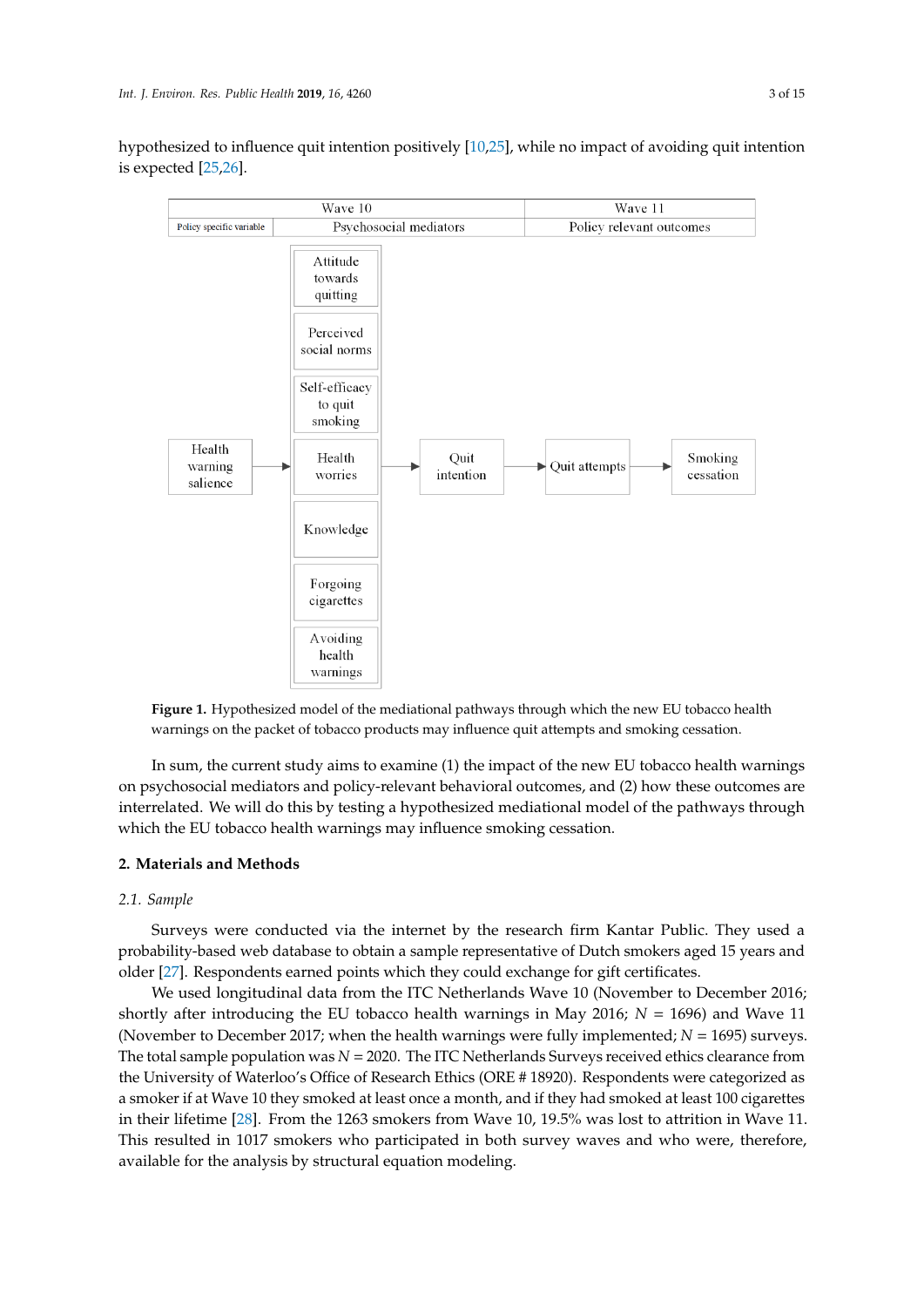hypothesized to influence quit intention positively [10,25], while no impact of avoiding quit intention is expected [25,26].

Wave 10
Wave 11
Policy specific variable
Psychosocial mediators
Policy relevant outcomes
Attitude towards quitting
Perceived social norms
Self-efficacy to quit smoking
Health warning salience
Health worries
Quit intention
Quit attempts
Smoking cessation
Knowledge
Forgoing cigarettes
Avoiding health warnings

**Figure 1.** Hypothesized model of the mediational pathways through which the new EU tobacco health warnings on the packet of tobacco products may influence quit attempts and smoking cessation.

In sum, the current study aims to examine (1) the impact of the new EU tobacco health warnings on psychosocial mediators and policy-relevant behavioral outcomes, and (2) how these outcomes are interrelated. We will do this by testing a hypothesized mediational model of the pathways through which the EU tobacco health warnings may influence smoking cessation.

## 2. Materials and Methods

### *2.1. Sample*

Surveys were conducted via the internet by the research firm Kantar Public. They used a probability-based web database to obtain a sample representative of Dutch smokers aged 15 years and older [27]. Respondents earned points which they could exchange for gift certificates.

We used longitudinal data from the ITC Netherlands Wave 10 (November to December 2016; shortly after introducing the EU tobacco health warnings in May 2016; $N$ = 1696) and Wave 11 (November to December 2017; when the health warnings were fully implemented; $N$ = 1695) surveys. The total sample population was $N$ = 2020. The ITC Netherlands Surveys received ethics clearance from the University of Waterloo's Office of Research Ethics (ORE # 18920). Respondents were categorized as a smoker if at Wave 10 they smoked at least once a month, and if they had smoked at least 100 cigarettes in their lifetime [28]. From the 1263 smokers from Wave 10, 19.5% was lost to attrition in Wave 11. This resulted in 1017 smokers who participated in both survey waves and who were, therefore, available for the analysis by structural equation modeling.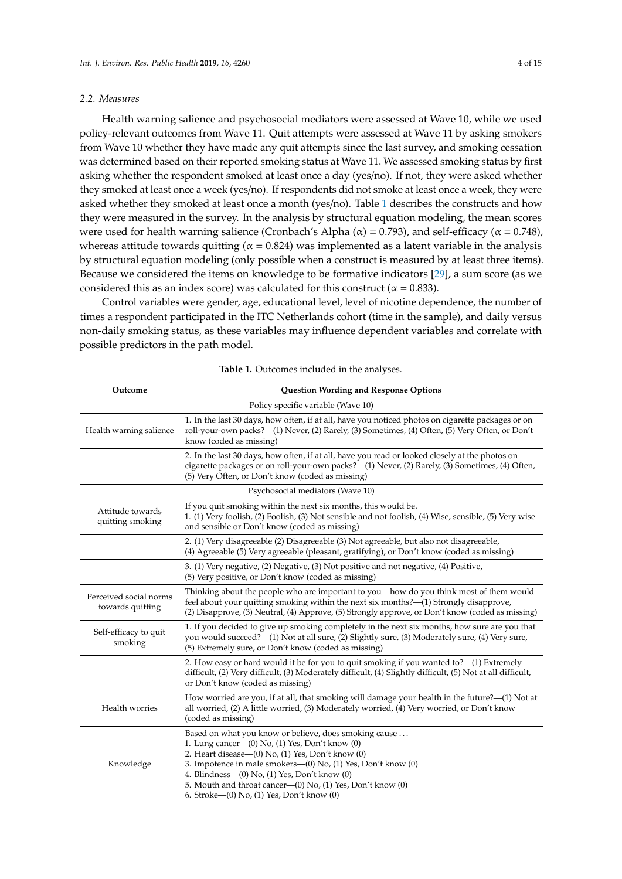### 2.2. Measures

Health warning salience and psychosocial mediators were assessed at Wave 10, while we used policy-relevant outcomes from Wave 11. Quit attempts were assessed at Wave 11 by asking smokers from Wave 10 whether they have made any quit attempts since the last survey, and smoking cessation was determined based on their reported smoking status at Wave 11. We assessed smoking status by first asking whether the respondent smoked at least once a day (yes/no). If not, they were asked whether they smoked at least once a week (yes/no). If respondents did not smoke at least once a week, they were asked whether they smoked at least once a month (yes/no). Table 1 describes the constructs and how they were measured in the survey. In the analysis by structural equation modeling, the mean scores were used for health warning salience (Cronbach's Alpha ($\alpha$) = 0.793), and self-efficacy ($\alpha$ = 0.748), whereas attitude towards quitting ($\alpha$ = 0.824) was implemented as a latent variable in the analysis by structural equation modeling (only possible when a construct is measured by at least three items). Because we considered the items on knowledge to be formative indicators [29], a sum score (as we considered this as an index score) was calculated for this construct ($\alpha$ = 0.833).

Control variables were gender, age, educational level, level of nicotine dependence, the number of times a respondent participated in the ITC Netherlands cohort (time in the sample), and daily versus non-daily smoking status, as these variables may influence dependent variables and correlate with possible predictors in the path model.

**Table 1.** Outcomes included in the analyses.

| Outcome | Question Wording and Response Options |
| --- | --- |
| | Policy specific variable (Wave 10) |
| Health warning salience | 1. In the last 30 days, how often, if at all, have you noticed photos on cigarette packages or on roll-your-own packs?—(1) Never, (2) Rarely, (3) Sometimes, (4) Often, (5) Very Often, or Don't know (coded as missing) |
| | 2. In the last 30 days, how often, if at all, have you read or looked closely at the photos on cigarette packages or on roll-your-own packs?—(1) Never, (2) Rarely, (3) Sometimes, (4) Often, (5) Very Often, or Don't know (coded as missing) |
| | Psychosocial mediators (Wave 10) |
| Attitude towards quitting smoking | If you quit smoking within the next six months, this would be. 1. (1) Very foolish, (2) Foolish, (3) Not sensible and not foolish, (4) Wise, sensible, (5) Very wise and sensible or Don't know (coded as missing) |
| | 2. (1) Very disagreeable (2) Disagreeable (3) Not agreeable, but also not disagreeable, (4) Agreeable (5) Very agreeable (pleasant, gratifying), or Don't know (coded as missing) |
| | 3. (1) Very negative, (2) Negative, (3) Not positive and not negative, (4) Positive, (5) Very positive, or Don't know (coded as missing) |
| Perceived social norms towards quitting | Thinking about the people who are important to you—how do you think most of them would feel about your quitting smoking within the next six months?—(1) Strongly disapprove, (2) Disapprove, (3) Neutral, (4) Approve, (5) Strongly approve, or Don't know (coded as missing) |
| Self-efficacy to quit smoking | 1. If you decided to give up smoking completely in the next six months, how sure are you that you would succeed?—(1) Not at all sure, (2) Slightly sure, (3) Moderately sure, (4) Very sure, (5) Extremely sure, or Don't know (coded as missing) |
| | 2. How easy or hard would it be for you to quit smoking if you wanted to?—(1) Extremely difficult, (2) Very difficult, (3) Moderately difficult, (4) Slightly difficult, (5) Not at all difficult, or Don't know (coded as missing) |
| Health worries | How worried are you, if at all, that smoking will damage your health in the future?—(1) Not at all worried, (2) A little worried, (3) Moderately worried, (4) Very worried, or Don't know (coded as missing) |
| Knowledge | Based on what you know or believe, does smoking cause … 1. Lung cancer—(0) No, (1) Yes, Don't know (0) 2. Heart disease—(0) No, (1) Yes, Don't know (0) 3. Impotence in male smokers—(0) No, (1) Yes, Don't know (0) 4. Blindness—(0) No, (1) Yes, Don't know (0) 5. Mouth and throat cancer—(0) No, (1) Yes, Don't know (0) 6. Stroke—(0) No, (1) Yes, Don't know (0) |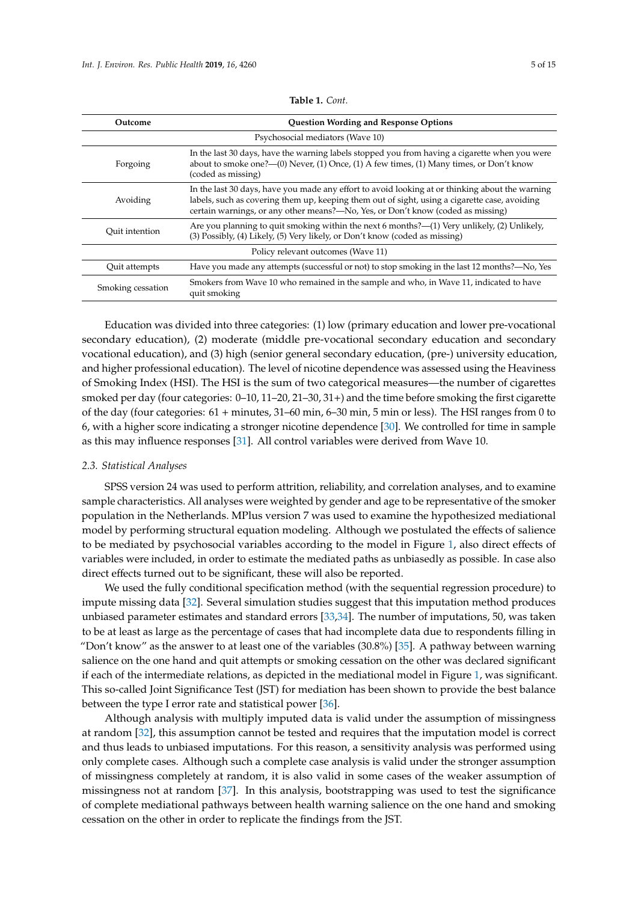**Table 1.** *Cont.*

| Outcome | Question Wording and Response Options |
| --- | --- |
| | Psychosocial mediators (Wave 10) |
| Forgoing | In the last 30 days, have the warning labels stopped you from having a cigarette when you were about to smoke one?—(0) Never, (1) Once, (1) A few times, (1) Many times, or Don't know (coded as missing) |
| Avoiding | In the last 30 days, have you made any effort to avoid looking at or thinking about the warning labels, such as covering them up, keeping them out of sight, using a cigarette case, avoiding certain warnings, or any other means?—No, Yes, or Don't know (coded as missing) |
| Quit intention | Are you planning to quit smoking within the next 6 months?—(1) Very unlikely, (2) Unlikely, (3) Possibly, (4) Likely, (5) Very likely, or Don't know (coded as missing) |
| | Policy relevant outcomes (Wave 11) |
| Quit attempts | Have you made any attempts (successful or not) to stop smoking in the last 12 months?—No, Yes |
| Smoking cessation | Smokers from Wave 10 who remained in the sample and who, in Wave 11, indicated to have quit smoking |

Education was divided into three categories: (1) low (primary education and lower pre-vocational secondary education), (2) moderate (middle pre-vocational secondary education and secondary vocational education), and (3) high (senior general secondary education, (pre-) university education, and higher professional education). The level of nicotine dependence was assessed using the Heaviness of Smoking Index (HSI). The HSI is the sum of two categorical measures—the number of cigarettes smoked per day (four categories: 0–10, 11–20, 21–30, 31+) and the time before smoking the first cigarette of the day (four categories: 61 + minutes, 31–60 min, 6–30 min, 5 min or less). The HSI ranges from 0 to 6, with a higher score indicating a stronger nicotine dependence [30]. We controlled for time in sample as this may influence responses [31]. All control variables were derived from Wave 10.

### *2.3. Statistical Analyses*

SPSS version 24 was used to perform attrition, reliability, and correlation analyses, and to examine sample characteristics. All analyses were weighted by gender and age to be representative of the smoker population in the Netherlands. MPlus version 7 was used to examine the hypothesized mediational model by performing structural equation modeling. Although we postulated the effects of salience to be mediated by psychosocial variables according to the model in Figure 1, also direct effects of variables were included, in order to estimate the mediated paths as unbiasedly as possible. In case also direct effects turned out to be significant, these will also be reported.

We used the fully conditional specification method (with the sequential regression procedure) to impute missing data [32]. Several simulation studies suggest that this imputation method produces unbiased parameter estimates and standard errors [33,34]. The number of imputations, 50, was taken to be at least as large as the percentage of cases that had incomplete data due to respondents filling in "Don't know" as the answer to at least one of the variables (30.8%) [35]. A pathway between warning salience on the one hand and quit attempts or smoking cessation on the other was declared significant if each of the intermediate relations, as depicted in the mediational model in Figure 1, was significant. This so-called Joint Significance Test (JST) for mediation has been shown to provide the best balance between the type I error rate and statistical power [36].

Although analysis with multiply imputed data is valid under the assumption of missingness at random [32], this assumption cannot be tested and requires that the imputation model is correct and thus leads to unbiased imputations. For this reason, a sensitivity analysis was performed using only complete cases. Although such a complete case analysis is valid under the stronger assumption of missingness completely at random, it is also valid in some cases of the weaker assumption of missingness not at random [37]. In this analysis, bootstrapping was used to test the significance of complete mediational pathways between health warning salience on the one hand and smoking cessation on the other in order to replicate the findings from the JST.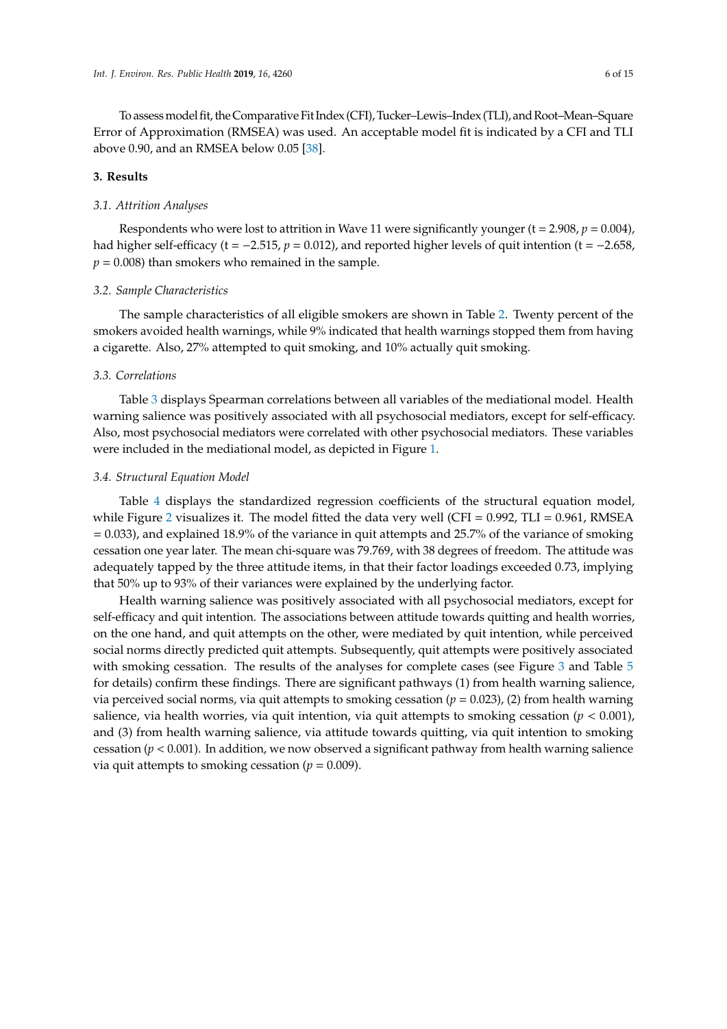To assess model fit, the Comparative Fit Index (CFI), Tucker–Lewis–Index (TLI), and Root–Mean–Square Error of Approximation (RMSEA) was used. An acceptable model fit is indicated by a CFI and TLI above 0.90, and an RMSEA below 0.05 [38].

## 3. Results

### 3.1. Attrition Analyses

Respondents who were lost to attrition in Wave 11 were significantly younger ($t = 2.908$, $p = 0.004$), had higher self-efficacy ($t = -2.515$, $p = 0.012$), and reported higher levels of quit intention ($t = -2.658$, $p = 0.008$) than smokers who remained in the sample.

### 3.2. Sample Characteristics

The sample characteristics of all eligible smokers are shown in Table 2. Twenty percent of the smokers avoided health warnings, while 9% indicated that health warnings stopped them from having a cigarette. Also, 27% attempted to quit smoking, and 10% actually quit smoking.

### 3.3. Correlations

Table 3 displays Spearman correlations between all variables of the mediational model. Health warning salience was positively associated with all psychosocial mediators, except for self-efficacy. Also, most psychosocial mediators were correlated with other psychosocial mediators. These variables were included in the mediational model, as depicted in Figure 1.

### 3.4. Structural Equation Model

Table 4 displays the standardized regression coefficients of the structural equation model, while Figure 2 visualizes it. The model fitted the data very well (CFI = 0.992, TLI = 0.961, RMSEA = 0.033), and explained 18.9% of the variance in quit attempts and 25.7% of the variance of smoking cessation one year later. The mean chi-square was 79.769, with 38 degrees of freedom. The attitude was adequately tapped by the three attitude items, in that their factor loadings exceeded 0.73, implying that 50% up to 93% of their variances were explained by the underlying factor.

Health warning salience was positively associated with all psychosocial mediators, except for self-efficacy and quit intention. The associations between attitude towards quitting and health worries, on the one hand, and quit attempts on the other, were mediated by quit intention, while perceived social norms directly predicted quit attempts. Subsequently, quit attempts were positively associated with smoking cessation. The results of the analyses for complete cases (see Figure 3 and Table 5 for details) confirm these findings. There are significant pathways (1) from health warning salience, via perceived social norms, via quit attempts to smoking cessation ($p = 0.023$), (2) from health warning salience, via health worries, via quit intention, via quit attempts to smoking cessation ($p < 0.001$), and (3) from health warning salience, via attitude towards quitting, via quit intention to smoking cessation ($p < 0.001$). In addition, we now observed a significant pathway from health warning salience via quit attempts to smoking cessation ($p = 0.009$).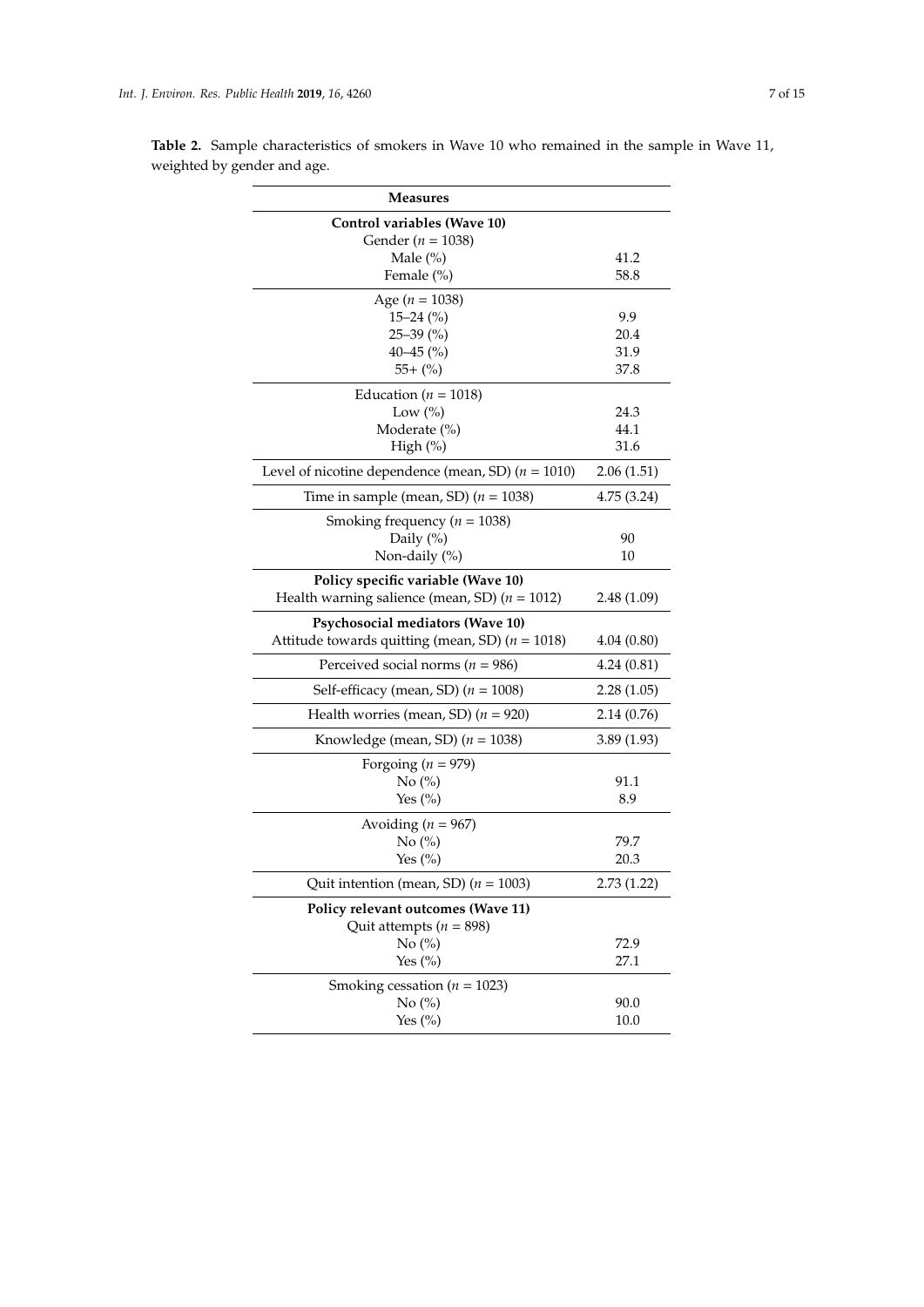**Table 2.** Sample characteristics of smokers in Wave 10 who remained in the sample in Wave 11, weighted by gender and age.

| Measures | |
|---|---|
| **Control variables (Wave 10)** | |
| Gender (*n* = 1038) | |
| Male (%) | 41.2 |
| Female (%) | 58.8 |
| Age (*n* = 1038) | |
| 15–24 (%) | 9.9 |
| 25–39 (%) | 20.4 |
| 40–45 (%) | 31.9 |
| 55+ (%) | 37.8 |
| Education (*n* = 1018) | |
| Low (%) | 24.3 |
| Moderate (%) | 44.1 |
| High (%) | 31.6 |
| Level of nicotine dependence (mean, SD) (*n* = 1010) | 2.06 (1.51) |
| Time in sample (mean, SD) (*n* = 1038) | 4.75 (3.24) |
| Smoking frequency (*n* = 1038) | |
| Daily (%) | 90 |
| Non-daily (%) | 10 |
| **Policy specific variable (Wave 10)** | |
| Health warning salience (mean, SD) (*n* = 1012) | 2.48 (1.09) |
| **Psychosocial mediators (Wave 10)** | |
| Attitude towards quitting (mean, SD) (*n* = 1018) | 4.04 (0.80) |
| Perceived social norms (*n* = 986) | 4.24 (0.81) |
| Self-efficacy (mean, SD) (*n* = 1008) | 2.28 (1.05) |
| Health worries (mean, SD) (*n* = 920) | 2.14 (0.76) |
| Knowledge (mean, SD) (*n* = 1038) | 3.89 (1.93) |
| Forgoing (*n* = 979) | |
| No (%) | 91.1 |
| Yes (%) | 8.9 |
| Avoiding (*n* = 967) | |
| No (%) | 79.7 |
| Yes (%) | 20.3 |
| Quit intention (mean, SD) (*n* = 1003) | 2.73 (1.22) |
| **Policy relevant outcomes (Wave 11)** | |
| Quit attempts (*n* = 898) | |
| No (%) | 72.9 |
| Yes (%) | 27.1 |
| Smoking cessation (*n* = 1023) | |
| No (%) | 90.0 |
| Yes (%) | 10.0 |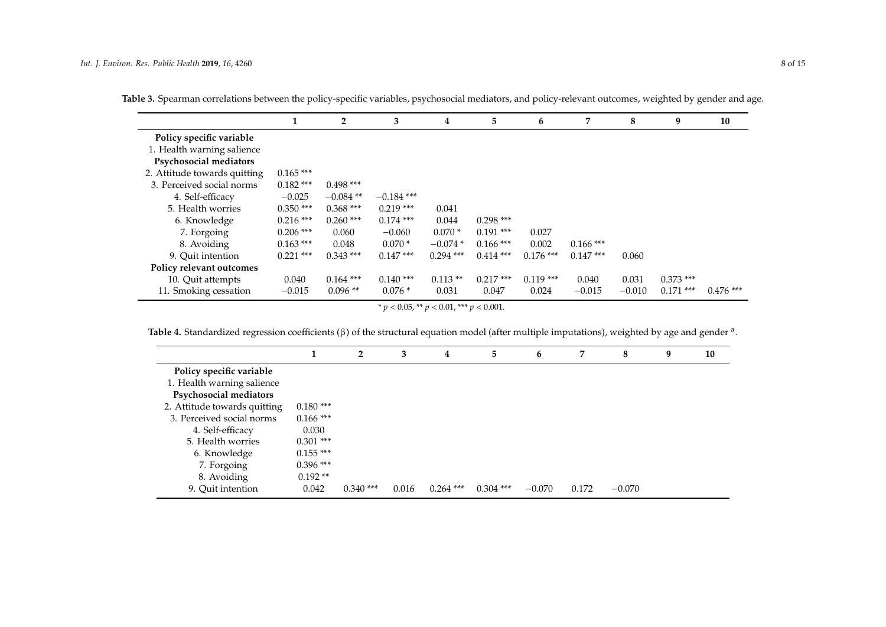**Table 3.** Spearman correlations between the policy-specific variables, psychosocial mediators, and policy-relevant outcomes, weighted by gender and age.

| | 1 | 2 | 3 | 4 | 5 | 6 | 7 | 8 | 9 | 10 |
|---|---|---|---|---|---|---|---|---|---|---|
| **Policy specific variable** | | | | | | | | | | |
| 1. Health warning salience | | | | | | | | | | |
| **Psychosocial mediators** | | | | | | | | | | |
| 2. Attitude towards quitting | 0.165 *** | | | | | | | | | |
| 3. Perceived social norms | 0.182 *** | 0.498 *** | | | | | | | | |
| 4. Self-efficacy | −0.025 | −0.084 ** | −0.184 *** | | | | | | | |
| 5. Health worries | 0.350 *** | 0.368 *** | 0.219 *** | 0.041 | | | | | | |
| 6. Knowledge | 0.216 *** | 0.260 *** | 0.174 *** | 0.044 | 0.298 *** | | | | | |
| 7. Forgoing | 0.206 *** | 0.060 | −0.060 | 0.070 * | 0.191 *** | 0.027 | | | | |
| 8. Avoiding | 0.163 *** | 0.048 | 0.070 * | −0.074 * | 0.166 *** | 0.002 | 0.166 *** | | | |
| 9. Quit intention | 0.221 *** | 0.343 *** | 0.147 *** | 0.294 *** | 0.414 *** | 0.176 *** | 0.147 *** | 0.060 | | |
| **Policy relevant outcomes** | | | | | | | | | | |
| 10. Quit attempts | 0.040 | 0.164 *** | 0.140 *** | 0.113 ** | 0.217 *** | 0.119 *** | 0.040 | 0.031 | 0.373 *** | |
| 11. Smoking cessation | −0.015 | 0.096 ** | 0.076 * | 0.031 | 0.047 | 0.024 | −0.015 | −0.010 | 0.171 *** | 0.476 *** |

* $p < 0.05$, ** $p < 0.01$, *** $p < 0.001$.

**Table 4.** Standardized regression coefficients (β) of the structural equation model (after multiple imputations), weighted by age and gender [a].

| | 1 | 2 | 3 | 4 | 5 | 6 | 7 | 8 | 9 | 10 |
|---|---|---|---|---|---|---|---|---|---|---|
| **Policy specific variable** | | | | | | | | | | |
| 1. Health warning salience | | | | | | | | | | |
| **Psychosocial mediators** | | | | | | | | | | |
| 2. Attitude towards quitting | 0.180 *** | | | | | | | | | |
| 3. Perceived social norms | 0.166 *** | | | | | | | | | |
| 4. Self-efficacy | 0.030 | | | | | | | | | |
| 5. Health worries | 0.301 *** | | | | | | | | | |
| 6. Knowledge | 0.155 *** | | | | | | | | | |
| 7. Forgoing | 0.396 *** | | | | | | | | | |
| 8. Avoiding | 0.192 ** | | | | | | | | | |
| 9. Quit intention | 0.042 | 0.340 *** | 0.016 | 0.264 *** | 0.304 *** | −0.070 | 0.172 | −0.070 | | |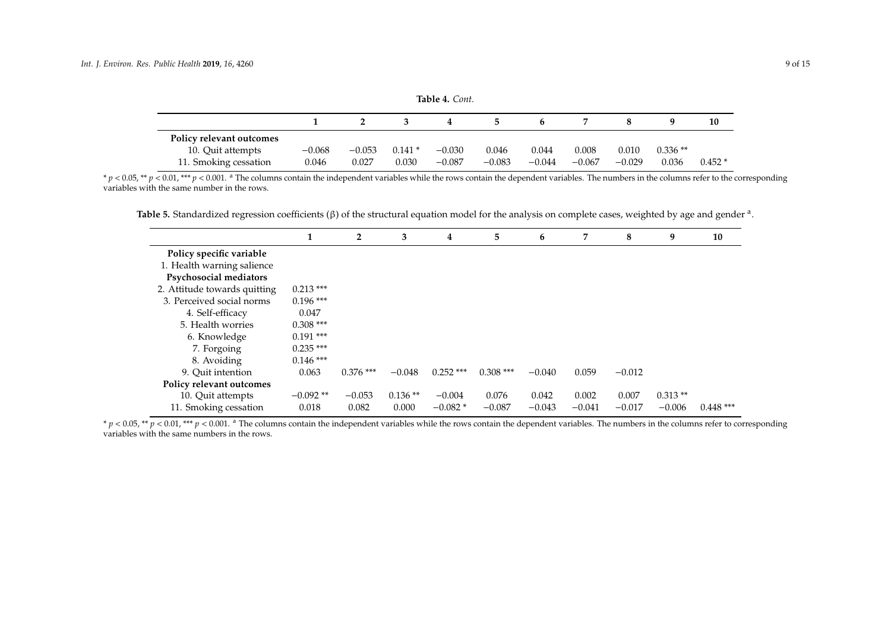**Table 4.** *Cont.*

| | 1 | 2 | 3 | 4 | 5 | 6 | 7 | 8 | 9 | 10 |
|---|---|---|---|---|---|---|---|---|---|---|
| **Policy relevant outcomes** | | | | | | | | | | |
| 10. Quit attempts | −0.068 | −0.053 | 0.141 * | −0.030 | 0.046 | 0.044 | 0.008 | 0.010 | 0.336 ** | |
| 11. Smoking cessation | 0.046 | 0.027 | 0.030 | −0.087 | −0.083 | −0.044 | −0.067 | −0.029 | 0.036 | 0.452 * |

* $p < 0.05$, ** $p < 0.01$, *** $p < 0.001$. [a] The columns contain the independent variables while the rows contain the dependent variables. The numbers in the columns refer to the corresponding variables with the same number in the rows.

**Table 5.** Standardized regression coefficients (β) of the structural equation model for the analysis on complete cases, weighted by age and gender [a].

| | 1 | 2 | 3 | 4 | 5 | 6 | 7 | 8 | 9 | 10 |
|---|---|---|---|---|---|---|---|---|---|---|
| **Policy specific variable** | | | | | | | | | | |
| 1. Health warning salience | | | | | | | | | | |
| **Psychosocial mediators** | | | | | | | | | | |
| 2. Attitude towards quitting | 0.213 *** | | | | | | | | | |
| 3. Perceived social norms | 0.196 *** | | | | | | | | | |
| 4. Self-efficacy | 0.047 | | | | | | | | | |
| 5. Health worries | 0.308 *** | | | | | | | | | |
| 6. Knowledge | 0.191 *** | | | | | | | | | |
| 7. Forgoing | 0.235 *** | | | | | | | | | |
| 8. Avoiding | 0.146 *** | | | | | | | | | |
| 9. Quit intention | 0.063 | 0.376 *** | −0.048 | 0.252 *** | 0.308 *** | −0.040 | 0.059 | −0.012 | | |
| **Policy relevant outcomes** | | | | | | | | | | |
| 10. Quit attempts | −0.092 ** | −0.053 | 0.136 ** | −0.004 | 0.076 | 0.042 | 0.002 | 0.007 | 0.313 ** | |
| 11. Smoking cessation | 0.018 | 0.082 | 0.000 | −0.082 * | −0.087 | −0.043 | −0.041 | −0.017 | −0.006 | 0.448 *** |

* $p < 0.05$, ** $p < 0.01$, *** $p < 0.001$. [a] The columns contain the independent variables while the rows contain the dependent variables. The numbers in the columns refer to corresponding variables with the same numbers in the rows.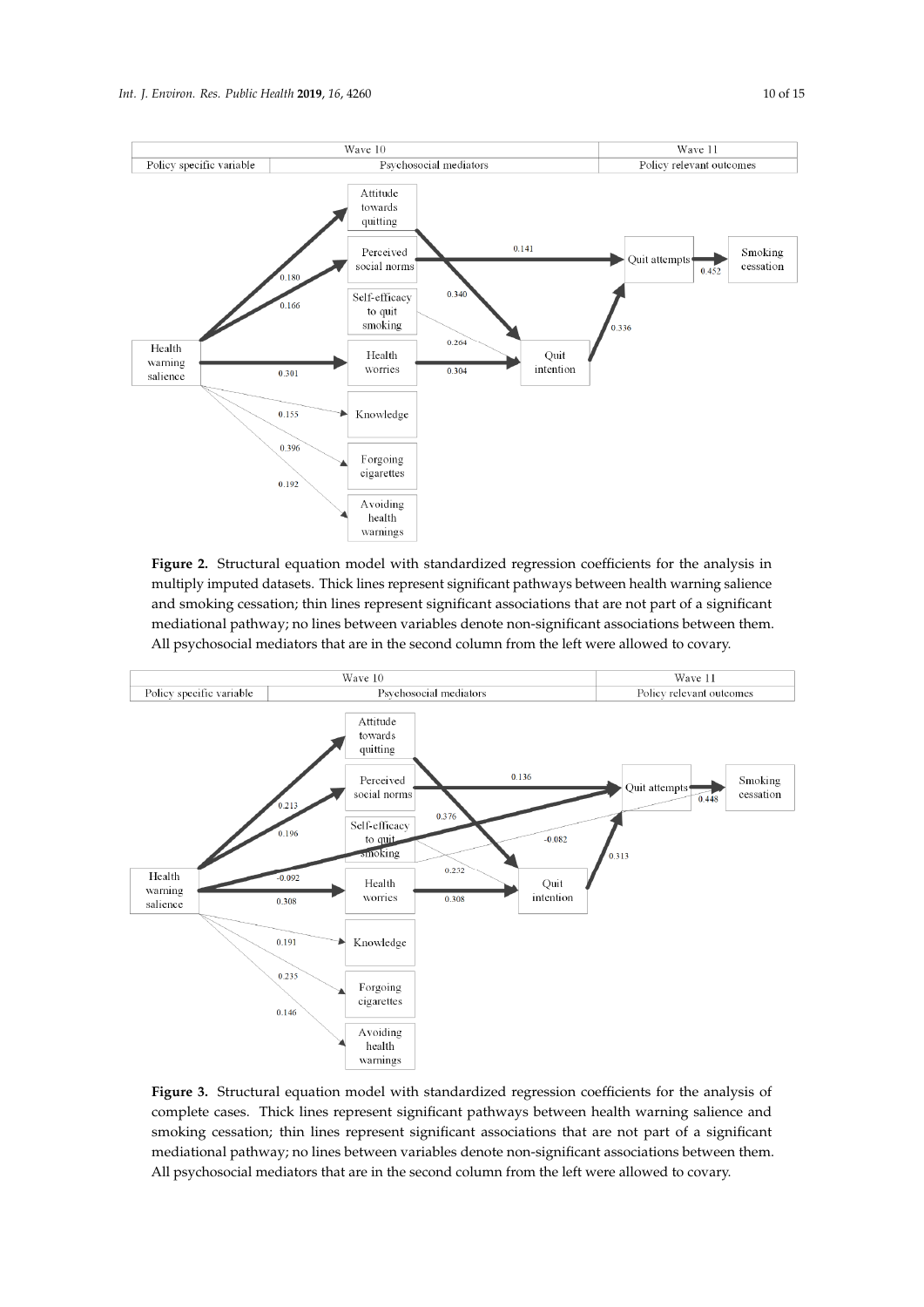Wave 10
Wave 11
Policy specific variable
Psychosocial mediators
Policy relevant outcomes

Attitude towards quitting
Perceived social norms
Self-efficacy to quit smoking
Health worries
Knowledge
Forgoing cigarettes
Avoiding health warnings
Health warning salience
Quit intention
Quit attempts
Smoking cessation

0.180
0.166
0.301
0.155
0.396
0.192
0.141
0.340
0.264
0.304
0.336
0.452

**Figure 2.** Structural equation model with standardized regression coefficients for the analysis in multiply imputed datasets. Thick lines represent significant pathways between health warning salience and smoking cessation; thin lines represent significant associations that are not part of a significant mediational pathway; no lines between variables denote non-significant associations between them. All psychosocial mediators that are in the second column from the left were allowed to covary.

Wave 10
Wave 11
Policy specific variable
Psychosocial mediators
Policy relevant outcomes

Attitude towards quitting
Perceived social norms
Self-efficacy to quit smoking
Health worries
Knowledge
Forgoing cigarettes
Avoiding health warnings
Health warning salience
Quit intention
Quit attempts
Smoking cessation

0.213
0.196
-0.092
0.308
0.191
0.235
0.146
0.136
0.376
-0.082
0.252
0.308
0.313
0.448

**Figure 3.** Structural equation model with standardized regression coefficients for the analysis of complete cases. Thick lines represent significant pathways between health warning salience and smoking cessation; thin lines represent significant associations that are not part of a significant mediational pathway; no lines between variables denote non-significant associations between them. All psychosocial mediators that are in the second column from the left were allowed to covary.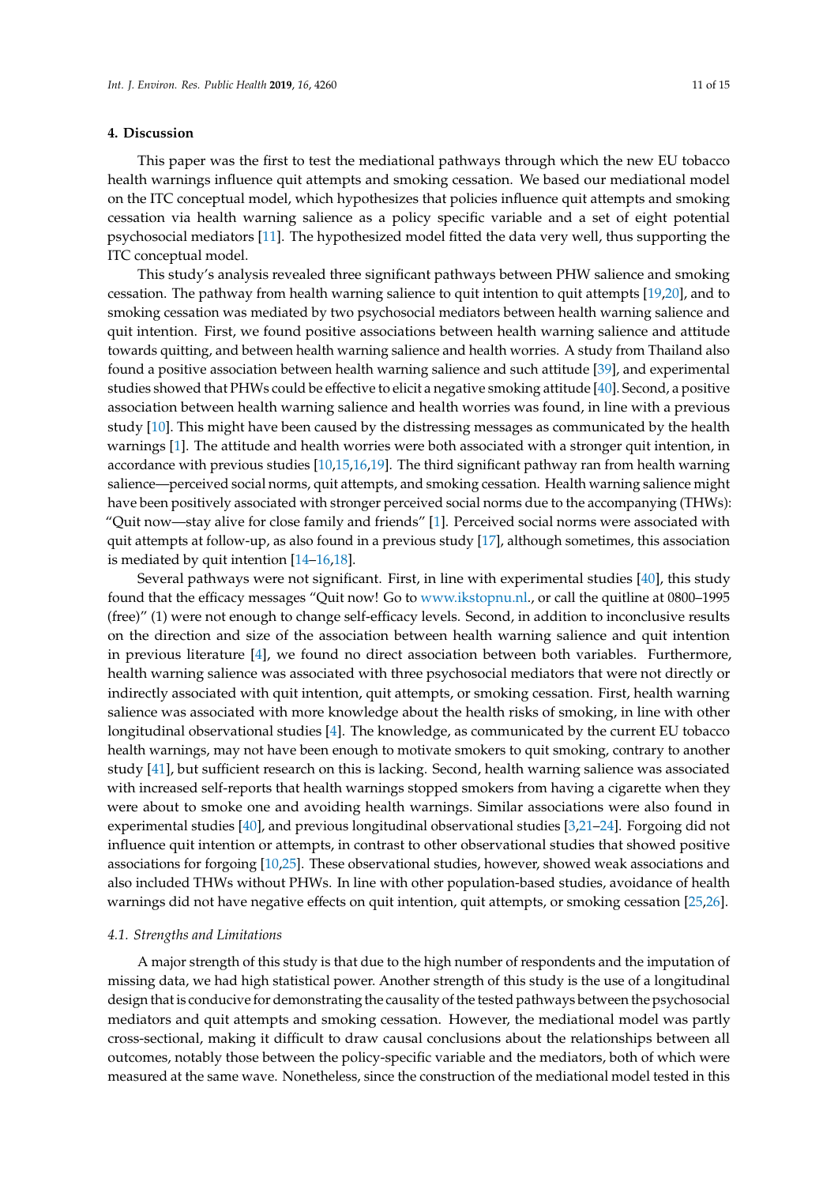## 4. Discussion

This paper was the first to test the mediational pathways through which the new EU tobacco health warnings influence quit attempts and smoking cessation. We based our mediational model on the ITC conceptual model, which hypothesizes that policies influence quit attempts and smoking cessation via health warning salience as a policy specific variable and a set of eight potential psychosocial mediators [11]. The hypothesized model fitted the data very well, thus supporting the ITC conceptual model.

This study's analysis revealed three significant pathways between PHW salience and smoking cessation. The pathway from health warning salience to quit intention to quit attempts [19,20], and to smoking cessation was mediated by two psychosocial mediators between health warning salience and quit intention. First, we found positive associations between health warning salience and attitude towards quitting, and between health warning salience and health worries. A study from Thailand also found a positive association between health warning salience and such attitude [39], and experimental studies showed that PHWs could be effective to elicit a negative smoking attitude [40]. Second, a positive association between health warning salience and health worries was found, in line with a previous study [10]. This might have been caused by the distressing messages as communicated by the health warnings [1]. The attitude and health worries were both associated with a stronger quit intention, in accordance with previous studies [10,15,16,19]. The third significant pathway ran from health warning salience—perceived social norms, quit attempts, and smoking cessation. Health warning salience might have been positively associated with stronger perceived social norms due to the accompanying (THWs): "Quit now—stay alive for close family and friends" [1]. Perceived social norms were associated with quit attempts at follow-up, as also found in a previous study [17], although sometimes, this association is mediated by quit intention [14–16,18].

Several pathways were not significant. First, in line with experimental studies [40], this study found that the efficacy messages "Quit now! Go to www.ikstopnu.nl., or call the quitline at 0800–1995 (free)" (1) were not enough to change self-efficacy levels. Second, in addition to inconclusive results on the direction and size of the association between health warning salience and quit intention in previous literature [4], we found no direct association between both variables. Furthermore, health warning salience was associated with three psychosocial mediators that were not directly or indirectly associated with quit intention, quit attempts, or smoking cessation. First, health warning salience was associated with more knowledge about the health risks of smoking, in line with other longitudinal observational studies [4]. The knowledge, as communicated by the current EU tobacco health warnings, may not have been enough to motivate smokers to quit smoking, contrary to another study [41], but sufficient research on this is lacking. Second, health warning salience was associated with increased self-reports that health warnings stopped smokers from having a cigarette when they were about to smoke one and avoiding health warnings. Similar associations were also found in experimental studies [40], and previous longitudinal observational studies [3,21–24]. Forgoing did not influence quit intention or attempts, in contrast to other observational studies that showed positive associations for forgoing [10,25]. These observational studies, however, showed weak associations and also included THWs without PHWs. In line with other population-based studies, avoidance of health warnings did not have negative effects on quit intention, quit attempts, or smoking cessation [25,26].

### 4.1. Strengths and Limitations

A major strength of this study is that due to the high number of respondents and the imputation of missing data, we had high statistical power. Another strength of this study is the use of a longitudinal design that is conducive for demonstrating the causality of the tested pathways between the psychosocial mediators and quit attempts and smoking cessation. However, the mediational model was partly cross-sectional, making it difficult to draw causal conclusions about the relationships between all outcomes, notably those between the policy-specific variable and the mediators, both of which were measured at the same wave. Nonetheless, since the construction of the mediational model tested in this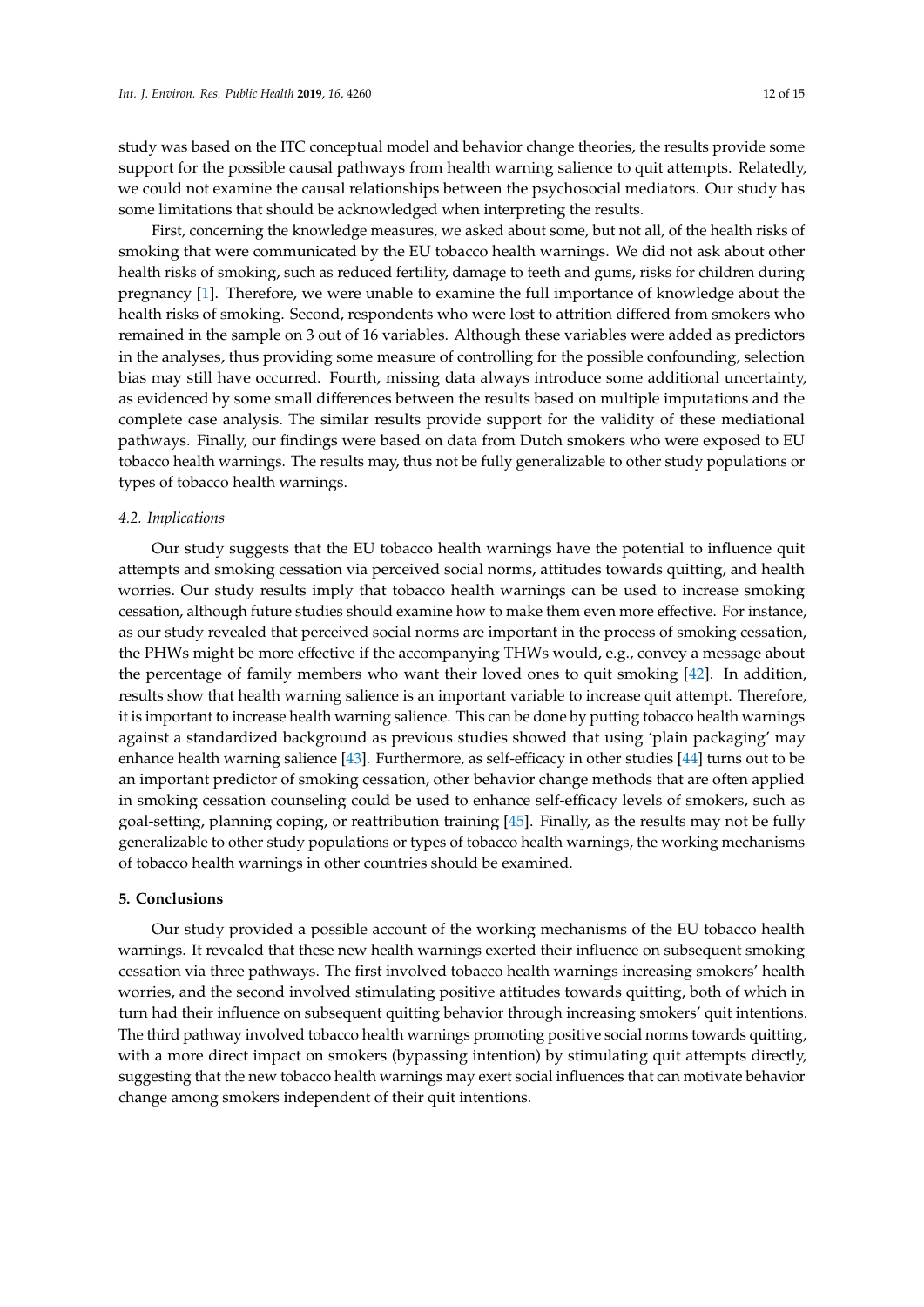study was based on the ITC conceptual model and behavior change theories, the results provide some support for the possible causal pathways from health warning salience to quit attempts. Relatedly, we could not examine the causal relationships between the psychosocial mediators. Our study has some limitations that should be acknowledged when interpreting the results.

First, concerning the knowledge measures, we asked about some, but not all, of the health risks of smoking that were communicated by the EU tobacco health warnings. We did not ask about other health risks of smoking, such as reduced fertility, damage to teeth and gums, risks for children during pregnancy [1]. Therefore, we were unable to examine the full importance of knowledge about the health risks of smoking. Second, respondents who were lost to attrition differed from smokers who remained in the sample on 3 out of 16 variables. Although these variables were added as predictors in the analyses, thus providing some measure of controlling for the possible confounding, selection bias may still have occurred. Fourth, missing data always introduce some additional uncertainty, as evidenced by some small differences between the results based on multiple imputations and the complete case analysis. The similar results provide support for the validity of these mediational pathways. Finally, our findings were based on data from Dutch smokers who were exposed to EU tobacco health warnings. The results may, thus not be fully generalizable to other study populations or types of tobacco health warnings.

### *4.2. Implications*

Our study suggests that the EU tobacco health warnings have the potential to influence quit attempts and smoking cessation via perceived social norms, attitudes towards quitting, and health worries. Our study results imply that tobacco health warnings can be used to increase smoking cessation, although future studies should examine how to make them even more effective. For instance, as our study revealed that perceived social norms are important in the process of smoking cessation, the PHWs might be more effective if the accompanying THWs would, e.g., convey a message about the percentage of family members who want their loved ones to quit smoking [42]. In addition, results show that health warning salience is an important variable to increase quit attempt. Therefore, it is important to increase health warning salience. This can be done by putting tobacco health warnings against a standardized background as previous studies showed that using 'plain packaging' may enhance health warning salience [43]. Furthermore, as self-efficacy in other studies [44] turns out to be an important predictor of smoking cessation, other behavior change methods that are often applied in smoking cessation counseling could be used to enhance self-efficacy levels of smokers, such as goal-setting, planning coping, or reattribution training [45]. Finally, as the results may not be fully generalizable to other study populations or types of tobacco health warnings, the working mechanisms of tobacco health warnings in other countries should be examined.

## **5. Conclusions**

Our study provided a possible account of the working mechanisms of the EU tobacco health warnings. It revealed that these new health warnings exerted their influence on subsequent smoking cessation via three pathways. The first involved tobacco health warnings increasing smokers' health worries, and the second involved stimulating positive attitudes towards quitting, both of which in turn had their influence on subsequent quitting behavior through increasing smokers' quit intentions. The third pathway involved tobacco health warnings promoting positive social norms towards quitting, with a more direct impact on smokers (bypassing intention) by stimulating quit attempts directly, suggesting that the new tobacco health warnings may exert social influences that can motivate behavior change among smokers independent of their quit intentions.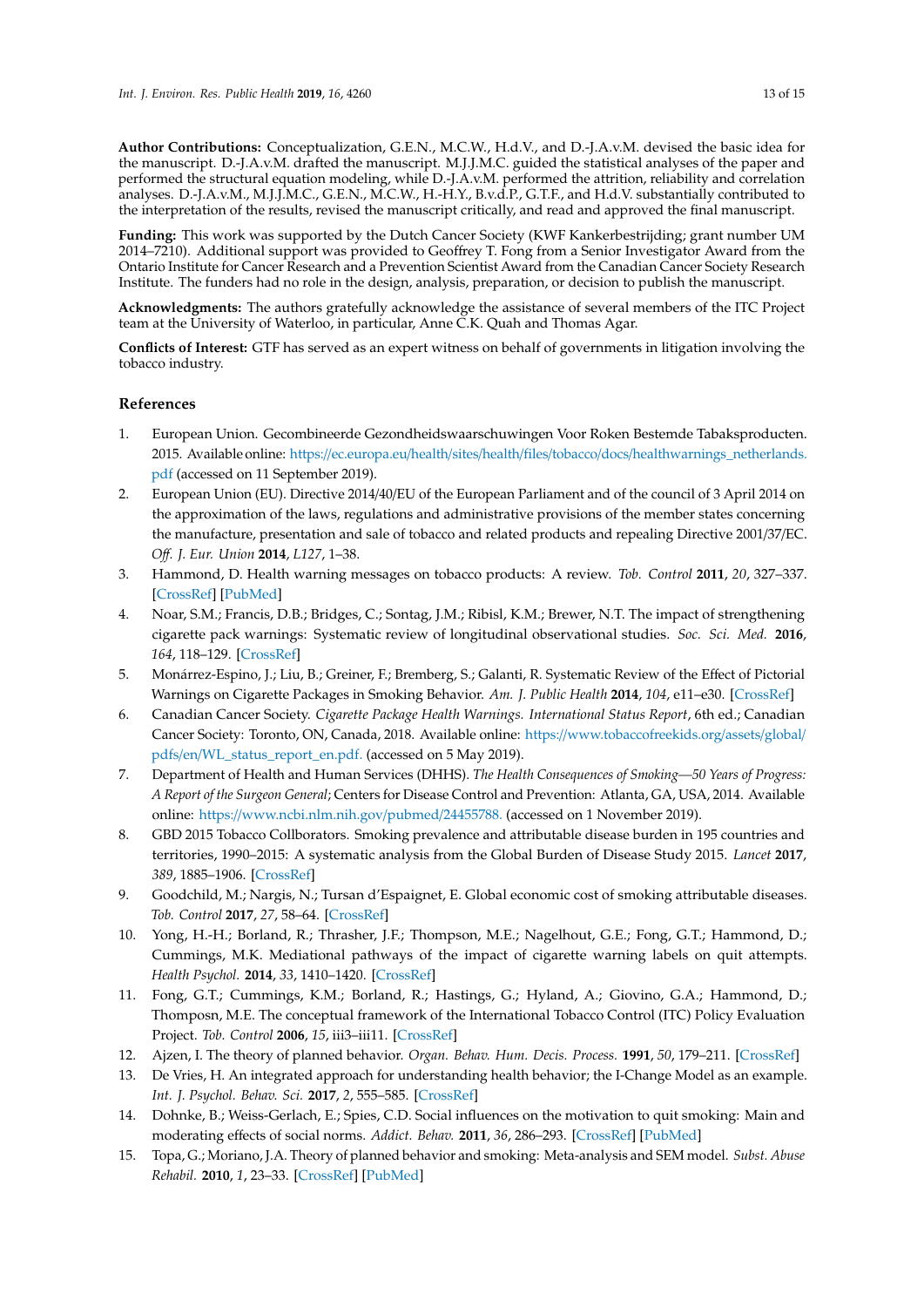**Author Contributions:** Conceptualization, G.E.N., M.C.W., H.d.V., and D.-J.A.v.M. devised the basic idea for the manuscript. D.-J.A.v.M. drafted the manuscript. M.J.J.M.C. guided the statistical analyses of the paper and performed the structural equation modeling, while D.-J.A.v.M. performed the attrition, reliability and correlation analyses. D.-J.A.v.M., M.J.J.M.C., G.E.N., M.C.W., H.-H.Y., B.v.d.P., G.T.F., and H.d.V. substantially contributed to the interpretation of the results, revised the manuscript critically, and read and approved the final manuscript.

**Funding:** This work was supported by the Dutch Cancer Society (KWF Kankerbestrijding; grant number UM 2014–7210). Additional support was provided to Geoffrey T. Fong from a Senior Investigator Award from the Ontario Institute for Cancer Research and a Prevention Scientist Award from the Canadian Cancer Society Research Institute. The funders had no role in the design, analysis, preparation, or decision to publish the manuscript.

**Acknowledgments:** The authors gratefully acknowledge the assistance of several members of the ITC Project team at the University of Waterloo, in particular, Anne C.K. Quah and Thomas Agar.

**Conflicts of Interest:** GTF has served as an expert witness on behalf of governments in litigation involving the tobacco industry.

## References

1. European Union. Gecombineerde Gezondheidswaarschuwingen Voor Roken Bestemde Tabaksproducten. 2015. Available online: https://ec.europa.eu/health/sites/health/files/tobacco/docs/healthwarnings_netherlands.pdf (accessed on 11 September 2019).
2. European Union (EU). Directive 2014/40/EU of the European Parliament and of the council of 3 April 2014 on the approximation of the laws, regulations and administrative provisions of the member states concerning the manufacture, presentation and sale of tobacco and related products and repealing Directive 2001/37/EC. *Off. J. Eur. Union* **2014**, *L127*, 1–38.
3. Hammond, D. Health warning messages on tobacco products: A review. *Tob. Control* **2011**, *20*, 327–337. [CrossRef] [PubMed]
4. Noar, S.M.; Francis, D.B.; Bridges, C.; Sontag, J.M.; Ribisl, K.M.; Brewer, N.T. The impact of strengthening cigarette pack warnings: Systematic review of longitudinal observational studies. *Soc. Sci. Med.* **2016**, *164*, 118–129. [CrossRef]
5. Monárrez-Espino, J.; Liu, B.; Greiner, F.; Bremberg, S.; Galanti, R. Systematic Review of the Effect of Pictorial Warnings on Cigarette Packages in Smoking Behavior. *Am. J. Public Health* **2014**, *104*, e11–e30. [CrossRef]
6. Canadian Cancer Society. *Cigarette Package Health Warnings. International Status Report*, 6th ed.; Canadian Cancer Society: Toronto, ON, Canada, 2018. Available online: https://www.tobaccofreekids.org/assets/global/pdfs/en/WL_status_report_en.pdf. (accessed on 5 May 2019).
7. Department of Health and Human Services (DHHS). *The Health Consequences of Smoking—50 Years of Progress: A Report of the Surgeon General*; Centers for Disease Control and Prevention: Atlanta, GA, USA, 2014. Available online: https://www.ncbi.nlm.nih.gov/pubmed/24455788. (accessed on 1 November 2019).
8. GBD 2015 Tobacco Collborators. Smoking prevalence and attributable disease burden in 195 countries and territories, 1990–2015: A systematic analysis from the Global Burden of Disease Study 2015. *Lancet* **2017**, *389*, 1885–1906. [CrossRef]
9. Goodchild, M.; Nargis, N.; Tursan d'Espaignet, E. Global economic cost of smoking attributable diseases. *Tob. Control* **2017**, *27*, 58–64. [CrossRef]
10. Yong, H.-H.; Borland, R.; Thrasher, J.F.; Thompson, M.E.; Nagelhout, G.E.; Fong, G.T.; Hammond, D.; Cummings, M.K. Mediational pathways of the impact of cigarette warning labels on quit attempts. *Health Psychol.* **2014**, *33*, 1410–1420. [CrossRef]
11. Fong, G.T.; Cummings, K.M.; Borland, R.; Hastings, G.; Hyland, A.; Giovino, G.A.; Hammond, D.; Thomposn, M.E. The conceptual framework of the International Tobacco Control (ITC) Policy Evaluation Project. *Tob. Control* **2006**, *15*, iii3–iii11. [CrossRef]
12. Ajzen, I. The theory of planned behavior. *Organ. Behav. Hum. Decis. Process.* **1991**, *50*, 179–211. [CrossRef]
13. De Vries, H. An integrated approach for understanding health behavior; the I-Change Model as an example. *Int. J. Psychol. Behav. Sci.* **2017**, *2*, 555–585. [CrossRef]
14. Dohnke, B.; Weiss-Gerlach, E.; Spies, C.D. Social influences on the motivation to quit smoking: Main and moderating effects of social norms. *Addict. Behav.* **2011**, *36*, 286–293. [CrossRef] [PubMed]
15. Topa, G.; Moriano, J.A. Theory of planned behavior and smoking: Meta-analysis and SEM model. *Subst. Abuse Rehabil.* **2010**, *1*, 23–33. [CrossRef] [PubMed]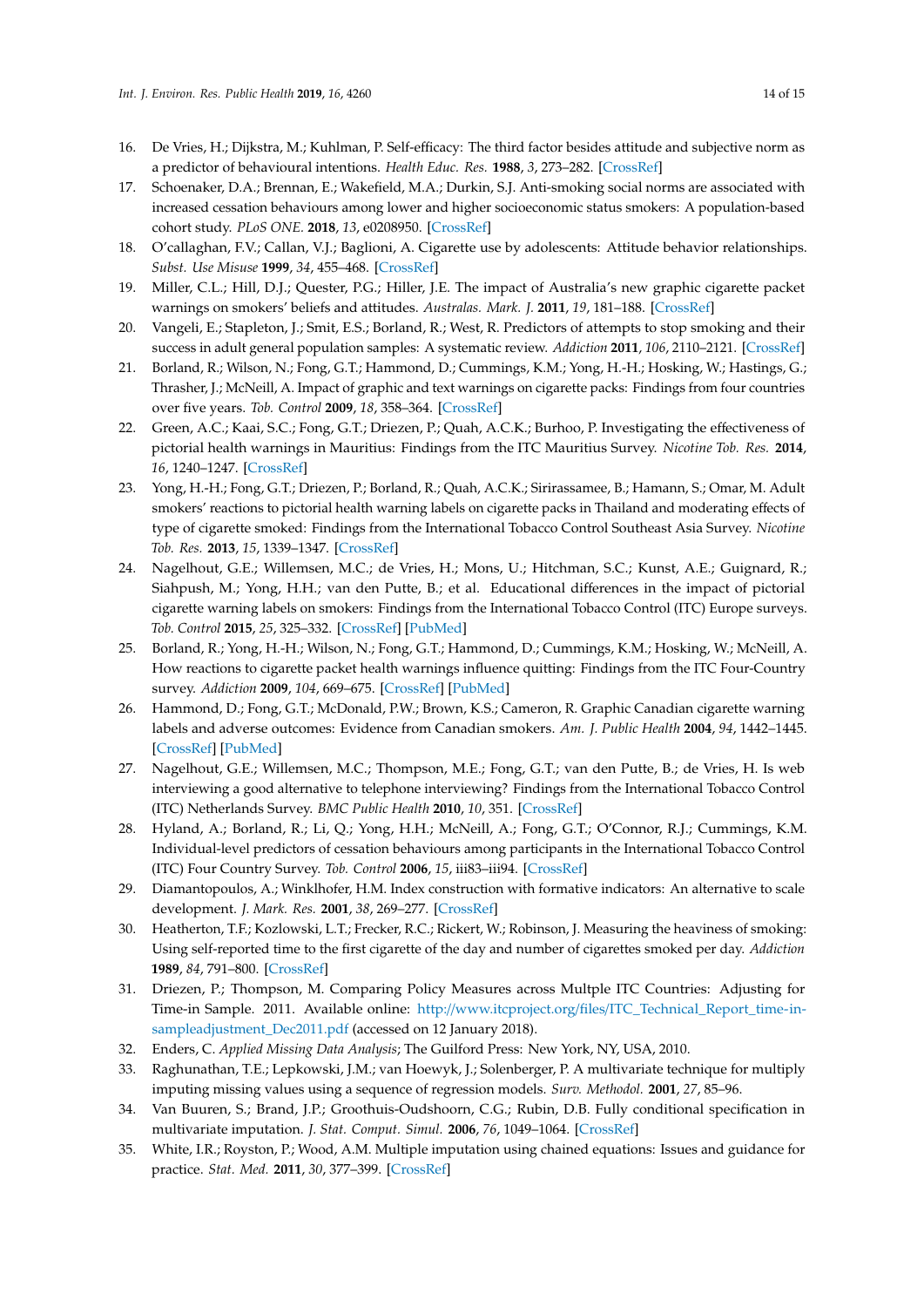16. De Vries, H.; Dijkstra, M.; Kuhlman, P. Self-efficacy: The third factor besides attitude and subjective norm as a predictor of behavioural intentions. *Health Educ. Res.* **1988**, *3*, 273–282. [CrossRef]
17. Schoenaker, D.A.; Brennan, E.; Wakefield, M.A.; Durkin, S.J. Anti-smoking social norms are associated with increased cessation behaviours among lower and higher socioeconomic status smokers: A population-based cohort study. *PLoS ONE.* **2018**, *13*, e0208950. [CrossRef]
18. O'callaghan, F.V.; Callan, V.J.; Baglioni, A. Cigarette use by adolescents: Attitude behavior relationships. *Subst. Use Misuse* **1999**, *34*, 455–468. [CrossRef]
19. Miller, C.L.; Hill, D.J.; Quester, P.G.; Hiller, J.E. The impact of Australia's new graphic cigarette packet warnings on smokers' beliefs and attitudes. *Australas. Mark. J.* **2011**, *19*, 181–188. [CrossRef]
20. Vangeli, E.; Stapleton, J.; Smit, E.S.; Borland, R.; West, R. Predictors of attempts to stop smoking and their success in adult general population samples: A systematic review. *Addiction* **2011**, *106*, 2110–2121. [CrossRef]
21. Borland, R.; Wilson, N.; Fong, G.T.; Hammond, D.; Cummings, K.M.; Yong, H.-H.; Hosking, W.; Hastings, G.; Thrasher, J.; McNeill, A. Impact of graphic and text warnings on cigarette packs: Findings from four countries over five years. *Tob. Control* **2009**, *18*, 358–364. [CrossRef]
22. Green, A.C.; Kaai, S.C.; Fong, G.T.; Driezen, P.; Quah, A.C.K.; Burhoo, P. Investigating the effectiveness of pictorial health warnings in Mauritius: Findings from the ITC Mauritius Survey. *Nicotine Tob. Res.* **2014**, *16*, 1240–1247. [CrossRef]
23. Yong, H.-H.; Fong, G.T.; Driezen, P.; Borland, R.; Quah, A.C.K.; Sirirassamee, B.; Hamann, S.; Omar, M. Adult smokers' reactions to pictorial health warning labels on cigarette packs in Thailand and moderating effects of type of cigarette smoked: Findings from the International Tobacco Control Southeast Asia Survey. *Nicotine Tob. Res.* **2013**, *15*, 1339–1347. [CrossRef]
24. Nagelhout, G.E.; Willemsen, M.C.; de Vries, H.; Mons, U.; Hitchman, S.C.; Kunst, A.E.; Guignard, R.; Siahpush, M.; Yong, H.H.; van den Putte, B.; et al. Educational differences in the impact of pictorial cigarette warning labels on smokers: Findings from the International Tobacco Control (ITC) Europe surveys. *Tob. Control* **2015**, *25*, 325–332. [CrossRef] [PubMed]
25. Borland, R.; Yong, H.-H.; Wilson, N.; Fong, G.T.; Hammond, D.; Cummings, K.M.; Hosking, W.; McNeill, A. How reactions to cigarette packet health warnings influence quitting: Findings from the ITC Four-Country survey. *Addiction* **2009**, *104*, 669–675. [CrossRef] [PubMed]
26. Hammond, D.; Fong, G.T.; McDonald, P.W.; Brown, K.S.; Cameron, R. Graphic Canadian cigarette warning labels and adverse outcomes: Evidence from Canadian smokers. *Am. J. Public Health* **2004**, *94*, 1442–1445. [CrossRef] [PubMed]
27. Nagelhout, G.E.; Willemsen, M.C.; Thompson, M.E.; Fong, G.T.; van den Putte, B.; de Vries, H. Is web interviewing a good alternative to telephone interviewing? Findings from the International Tobacco Control (ITC) Netherlands Survey. *BMC Public Health* **2010**, *10*, 351. [CrossRef]
28. Hyland, A.; Borland, R.; Li, Q.; Yong, H.H.; McNeill, A.; Fong, G.T.; O'Connor, R.J.; Cummings, K.M. Individual-level predictors of cessation behaviours among participants in the International Tobacco Control (ITC) Four Country Survey. *Tob. Control* **2006**, *15*, iii83–iii94. [CrossRef]
29. Diamantopoulos, A.; Winklhofer, H.M. Index construction with formative indicators: An alternative to scale development. *J. Mark. Res.* **2001**, *38*, 269–277. [CrossRef]
30. Heatherton, T.F.; Kozlowski, L.T.; Frecker, R.C.; Rickert, W.; Robinson, J. Measuring the heaviness of smoking: Using self-reported time to the first cigarette of the day and number of cigarettes smoked per day. *Addiction* **1989**, *84*, 791–800. [CrossRef]
31. Driezen, P.; Thompson, M. Comparing Policy Measures across Multple ITC Countries: Adjusting for Time-in Sample. 2011. Available online: http://www.itcproject.org/files/ITC_Technical_Report_time-in-sampleadjustment_Dec2011.pdf (accessed on 12 January 2018).
32. Enders, C. *Applied Missing Data Analysis*; The Guilford Press: New York, NY, USA, 2010.
33. Raghunathan, T.E.; Lepkowski, J.M.; van Hoewyk, J.; Solenberger, P. A multivariate technique for multiply imputing missing values using a sequence of regression models. *Surv. Methodol.* **2001**, *27*, 85–96.
34. Van Buuren, S.; Brand, J.P.; Groothuis-Oudshoorn, C.G.; Rubin, D.B. Fully conditional specification in multivariate imputation. *J. Stat. Comput. Simul.* **2006**, *76*, 1049–1064. [CrossRef]
35. White, I.R.; Royston, P.; Wood, A.M. Multiple imputation using chained equations: Issues and guidance for practice. *Stat. Med.* **2011**, *30*, 377–399. [CrossRef]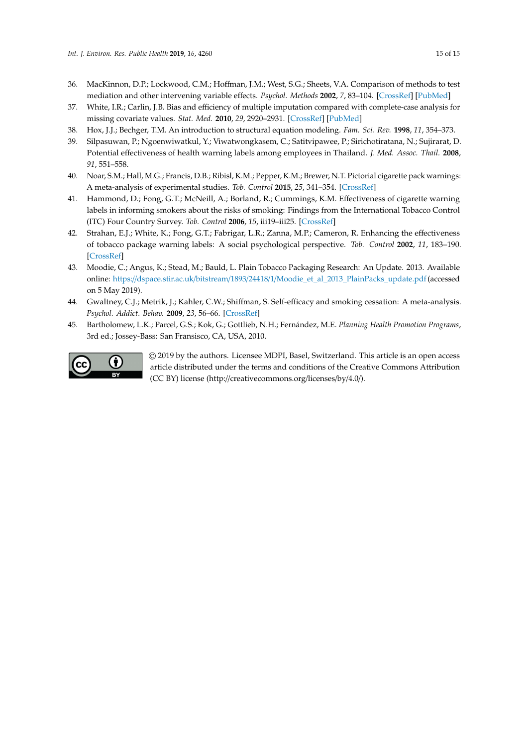36. MacKinnon, D.P.; Lockwood, C.M.; Hoffman, J.M.; West, S.G.; Sheets, V.A. Comparison of methods to test mediation and other intervening variable effects. *Psychol. Methods* **2002**, *7*, 83–104. [CrossRef] [PubMed]
37. White, I.R.; Carlin, J.B. Bias and efficiency of multiple imputation compared with complete-case analysis for missing covariate values. *Stat. Med.* **2010**, *29*, 2920–2931. [CrossRef] [PubMed]
38. Hox, J.J.; Bechger, T.M. An introduction to structural equation modeling. *Fam. Sci. Rev.* **1998**, *11*, 354–373.
39. Silpasuwan, P.; Ngoenwiwatkul, Y.; Viwatwongkasem, C.; Satitvipawee, P.; Sirichotiratana, N.; Sujirarat, D. Potential effectiveness of health warning labels among employees in Thailand. *J. Med. Assoc. Thail.* **2008**, *91*, 551–558.
40. Noar, S.M.; Hall, M.G.; Francis, D.B.; Ribisl, K.M.; Pepper, K.M.; Brewer, N.T. Pictorial cigarette pack warnings: A meta-analysis of experimental studies. *Tob. Control* **2015**, *25*, 341–354. [CrossRef]
41. Hammond, D.; Fong, G.T.; McNeill, A.; Borland, R.; Cummings, K.M. Effectiveness of cigarette warning labels in informing smokers about the risks of smoking: Findings from the International Tobacco Control (ITC) Four Country Survey. *Tob. Control* **2006**, *15*, iii19–iii25. [CrossRef]
42. Strahan, E.J.; White, K.; Fong, G.T.; Fabrigar, L.R.; Zanna, M.P.; Cameron, R. Enhancing the effectiveness of tobacco package warning labels: A social psychological perspective. *Tob. Control* **2002**, *11*, 183–190. [CrossRef]
43. Moodie, C.; Angus, K.; Stead, M.; Bauld, L. Plain Tobacco Packaging Research: An Update. 2013. Available online: https://dspace.stir.ac.uk/bitstream/1893/24418/1/Moodie_et_al_2013_PlainPacks_update.pdf (accessed on 5 May 2019).
44. Gwaltney, C.J.; Metrik, J.; Kahler, C.W.; Shiffman, S. Self-efficacy and smoking cessation: A meta-analysis. *Psychol. Addict. Behav.* **2009**, *23*, 56–66. [CrossRef]
45. Bartholomew, L.K.; Parcel, G.S.; Kok, G.; Gottlieb, N.H.; Fernández, M.E. *Planning Health Promotion Programs*, 3rd ed.; Jossey-Bass: San Fransisco, CA, USA, 2010.

© 2019 by the authors. Licensee MDPI, Basel, Switzerland. This article is an open access article distributed under the terms and conditions of the Creative Commons Attribution (CC BY) license (http://creativecommons.org/licenses/by/4.0/).